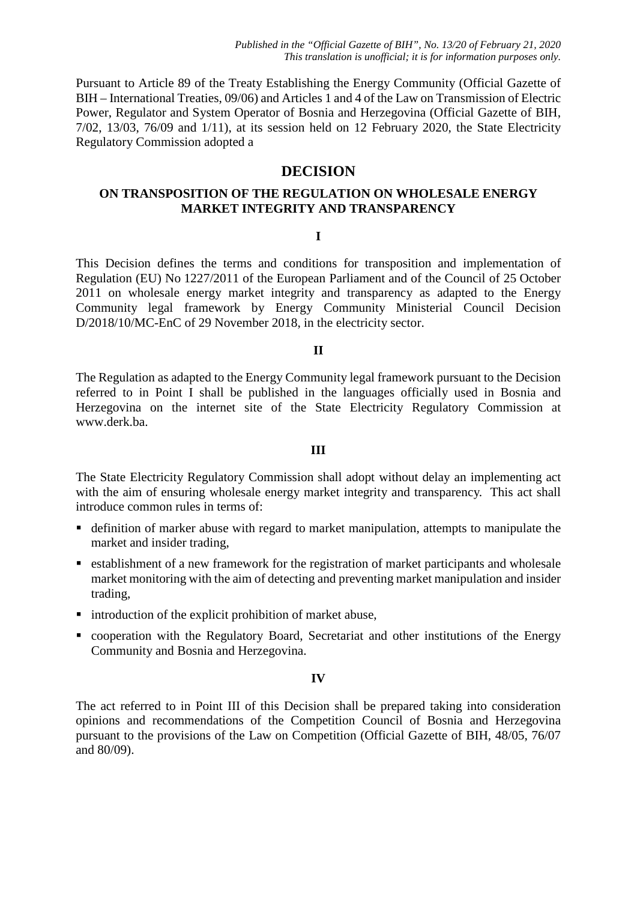*Published in the "Official Gazette of BIH", No. 13/20 of February 21, 2020*
*This translation is unofficial; it is for information purposes only.*

Pursuant to Article 89 of the Treaty Establishing the Energy Community (Official Gazette of BIH – International Treaties, 09/06) and Articles 1 and 4 of the Law on Transmission of Electric Power, Regulator and System Operator of Bosnia and Herzegovina (Official Gazette of BIH, 7/02, 13/03, 76/09 and 1/11), at its session held on 12 February 2020, the State Electricity Regulatory Commission adopted a

# DECISION

## ON TRANSPOSITION OF THE REGULATION ON WHOLESALE ENERGY MARKET INTEGRITY AND TRANSPARENCY

### I

This Decision defines the terms and conditions for transposition and implementation of Regulation (EU) No 1227/2011 of the European Parliament and of the Council of 25 October 2011 on wholesale energy market integrity and transparency as adapted to the Energy Community legal framework by Energy Community Ministerial Council Decision D/2018/10/MC-EnC of 29 November 2018, in the electricity sector.

### II

The Regulation as adapted to the Energy Community legal framework pursuant to the Decision referred to in Point I shall be published in the languages officially used in Bosnia and Herzegovina on the internet site of the State Electricity Regulatory Commission at www.derk.ba.

### III

The State Electricity Regulatory Commission shall adopt without delay an implementing act with the aim of ensuring wholesale energy market integrity and transparency. This act shall introduce common rules in terms of:

- definition of marker abuse with regard to market manipulation, attempts to manipulate the market and insider trading,
- establishment of a new framework for the registration of market participants and wholesale market monitoring with the aim of detecting and preventing market manipulation and insider trading,
- introduction of the explicit prohibition of market abuse,
- cooperation with the Regulatory Board, Secretariat and other institutions of the Energy Community and Bosnia and Herzegovina.

### IV

The act referred to in Point III of this Decision shall be prepared taking into consideration opinions and recommendations of the Competition Council of Bosnia and Herzegovina pursuant to the provisions of the Law on Competition (Official Gazette of BIH, 48/05, 76/07 and 80/09).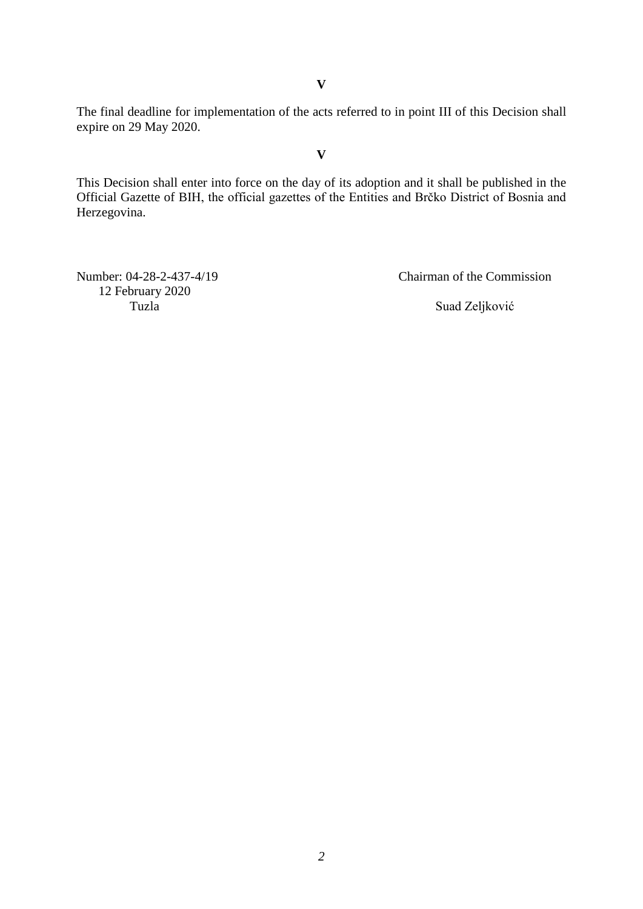**V**

The final deadline for implementation of the acts referred to in point III of this Decision shall expire on 29 May 2020.

**V**

This Decision shall enter into force on the day of its adoption and it shall be published in the Official Gazette of BIH, the official gazettes of the Entities and Brčko District of Bosnia and Herzegovina.

Number: 04-28-2-437-4/19
12 February 2020
Tuzla

Chairman of the Commission

Suad Zeljković